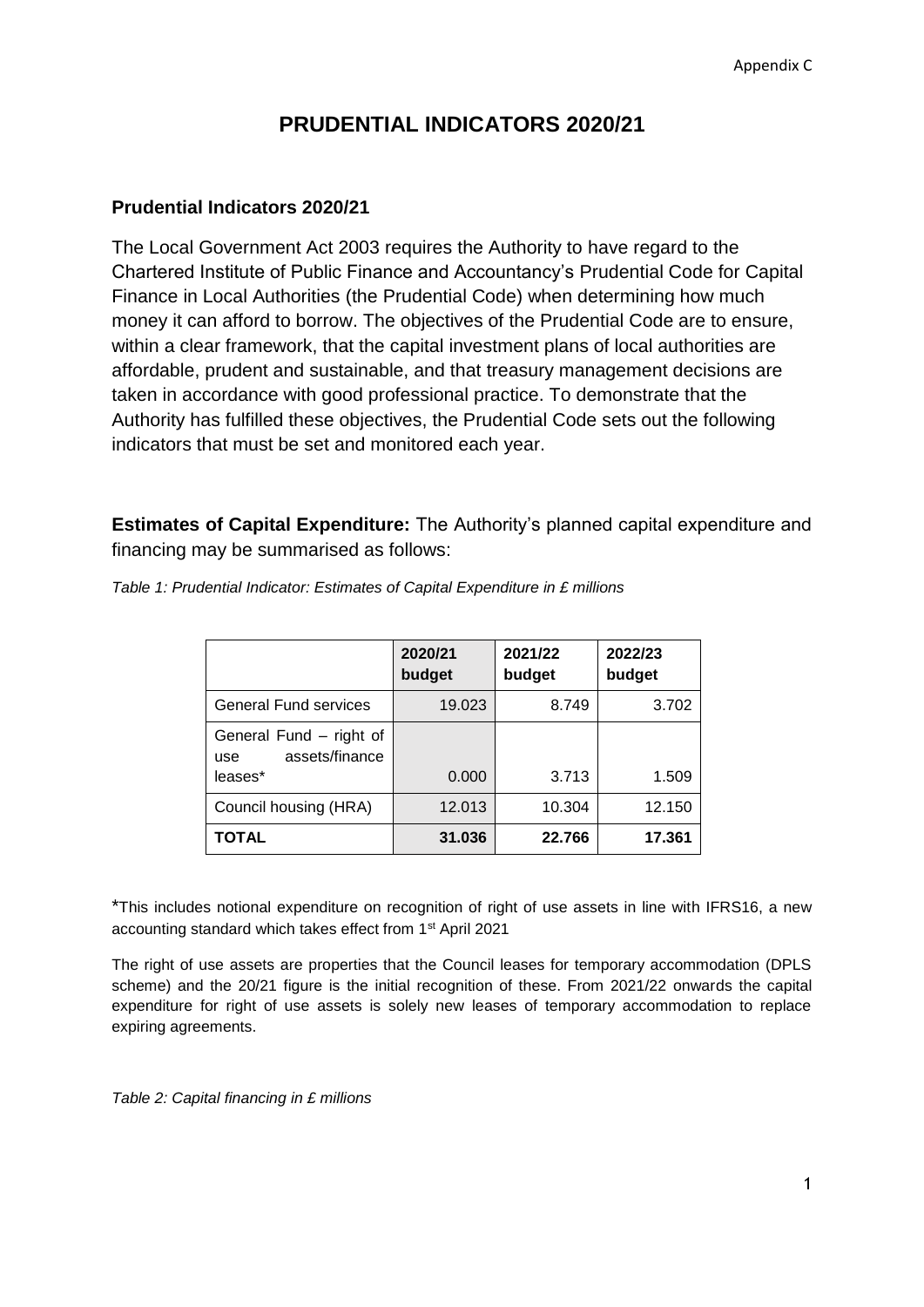Appendix C

# PRUDENTIAL INDICATORS 2020/21

## Prudential Indicators 2020/21

The Local Government Act 2003 requires the Authority to have regard to the Chartered Institute of Public Finance and Accountancy's Prudential Code for Capital Finance in Local Authorities (the Prudential Code) when determining how much money it can afford to borrow. The objectives of the Prudential Code are to ensure, within a clear framework, that the capital investment plans of local authorities are affordable, prudent and sustainable, and that treasury management decisions are taken in accordance with good professional practice. To demonstrate that the Authority has fulfilled these objectives, the Prudential Code sets out the following indicators that must be set and monitored each year.

**Estimates of Capital Expenditure:** The Authority's planned capital expenditure and financing may be summarised as follows:

*Table 1: Prudential Indicator: Estimates of Capital Expenditure in £ millions*

| | 2020/21 budget | 2021/22 budget | 2022/23 budget |
|---|---|---|---|
| General Fund services | 19.023 | 8.749 | 3.702 |
| General Fund – right of use assets/finance leases* | 0.000 | 3.713 | 1.509 |
| Council housing (HRA) | 12.013 | 10.304 | 12.150 |
| **TOTAL** | **31.036** | **22.766** | **17.361** |

*This includes notional expenditure on recognition of right of use assets in line with IFRS16, a new accounting standard which takes effect from 1st April 2021

The right of use assets are properties that the Council leases for temporary accommodation (DPLS scheme) and the 20/21 figure is the initial recognition of these. From 2021/22 onwards the capital expenditure for right of use assets is solely new leases of temporary accommodation to replace expiring agreements.

*Table 2: Capital financing in £ millions*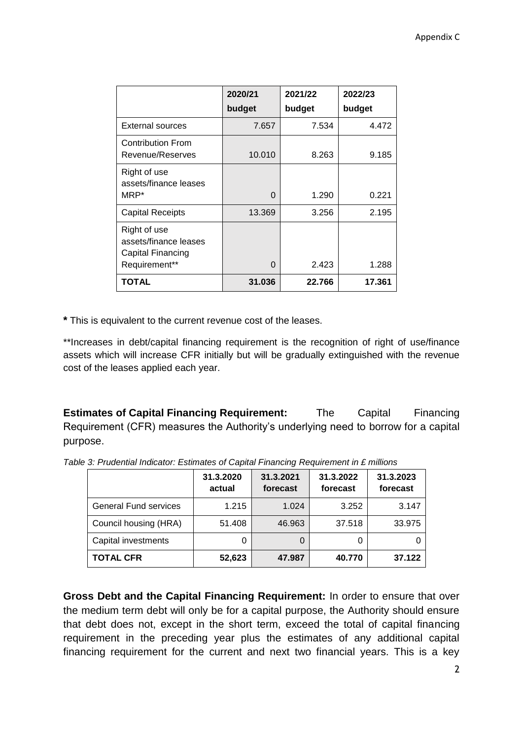| | 2020/21 budget | 2021/22 budget | 2022/23 budget |
|---|---|---|---|
| External sources | 7.657 | 7.534 | 4.472 |
| Contribution From Revenue/Reserves | 10.010 | 8.263 | 9.185 |
| Right of use assets/finance leases MRP* | 0 | 1.290 | 0.221 |
| Capital Receipts | 13.369 | 3.256 | 2.195 |
| Right of use assets/finance leases Capital Financing Requirement** | 0 | 2.423 | 1.288 |
| **TOTAL** | **31.036** | **22.766** | **17.361** |

**\*** This is equivalent to the current revenue cost of the leases.

**Increases in debt/capital financing requirement is the recognition of right of use/finance assets which will increase CFR initially but will be gradually extinguished with the revenue cost of the leases applied each year.

**Estimates of Capital Financing Requirement:** The Capital Financing Requirement (CFR) measures the Authority's underlying need to borrow for a capital purpose.

*Table 3: Prudential Indicator: Estimates of Capital Financing Requirement in £ millions*

| | 31.3.2020 actual | 31.3.2021 forecast | 31.3.2022 forecast | 31.3.2023 forecast |
|---|---|---|---|---|
| General Fund services | 1.215 | 1.024 | 3.252 | 3.147 |
| Council housing (HRA) | 51.408 | 46.963 | 37.518 | 33.975 |
| Capital investments | 0 | 0 | 0 | 0 |
| **TOTAL CFR** | **52,623** | **47.987** | **40.770** | **37.122** |

**Gross Debt and the Capital Financing Requirement:** In order to ensure that over the medium term debt will only be for a capital purpose, the Authority should ensure that debt does not, except in the short term, exceed the total of capital financing requirement in the preceding year plus the estimates of any additional capital financing requirement for the current and next two financial years. This is a key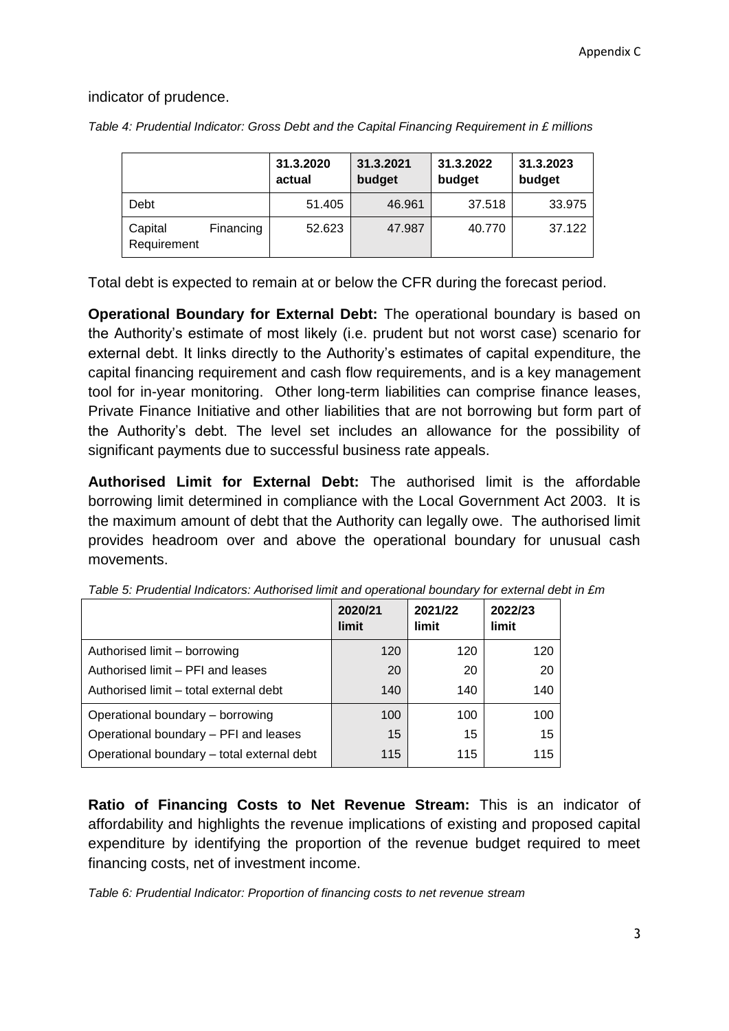indicator of prudence.

*Table 4: Prudential Indicator: Gross Debt and the Capital Financing Requirement in £ millions*

| | 31.3.2020 actual | 31.3.2021 budget | 31.3.2022 budget | 31.3.2023 budget |
|---|---|---|---|---|
| Debt | 51.405 | 46.961 | 37.518 | 33.975 |
| Capital Financing Requirement | 52.623 | 47.987 | 40.770 | 37.122 |

Total debt is expected to remain at or below the CFR during the forecast period.

**Operational Boundary for External Debt:** The operational boundary is based on the Authority's estimate of most likely (i.e. prudent but not worst case) scenario for external debt. It links directly to the Authority's estimates of capital expenditure, the capital financing requirement and cash flow requirements, and is a key management tool for in-year monitoring. Other long-term liabilities can comprise finance leases, Private Finance Initiative and other liabilities that are not borrowing but form part of the Authority's debt. The level set includes an allowance for the possibility of significant payments due to successful business rate appeals.

**Authorised Limit for External Debt:** The authorised limit is the affordable borrowing limit determined in compliance with the Local Government Act 2003. It is the maximum amount of debt that the Authority can legally owe. The authorised limit provides headroom over and above the operational boundary for unusual cash movements.

*Table 5: Prudential Indicators: Authorised limit and operational boundary for external debt in £m*

| | 2020/21 limit | 2021/22 limit | 2022/23 limit |
|---|---|---|---|
| Authorised limit – borrowing | 120 | 120 | 120 |
| Authorised limit – PFI and leases | 20 | 20 | 20 |
| Authorised limit – total external debt | 140 | 140 | 140 |
| Operational boundary – borrowing | 100 | 100 | 100 |
| Operational boundary – PFI and leases | 15 | 15 | 15 |
| Operational boundary – total external debt | 115 | 115 | 115 |

**Ratio of Financing Costs to Net Revenue Stream:** This is an indicator of affordability and highlights the revenue implications of existing and proposed capital expenditure by identifying the proportion of the revenue budget required to meet financing costs, net of investment income.

*Table 6: Prudential Indicator: Proportion of financing costs to net revenue stream*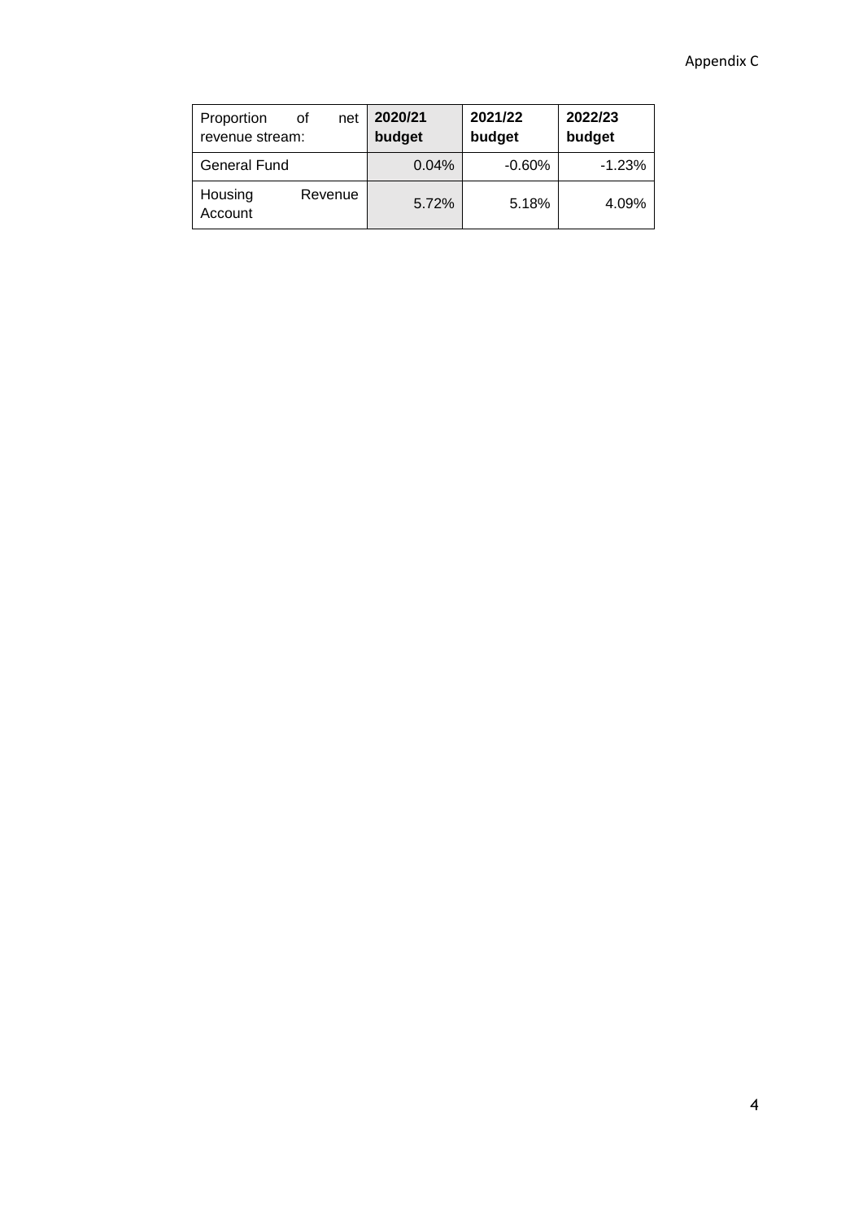| Proportion of net revenue stream: | 2020/21 budget | 2021/22 budget | 2022/23 budget |
|---|---|---|---|
| General Fund | 0.04% | -0.60% | -1.23% |
| Housing Revenue Account | 5.72% | 5.18% | 4.09% |